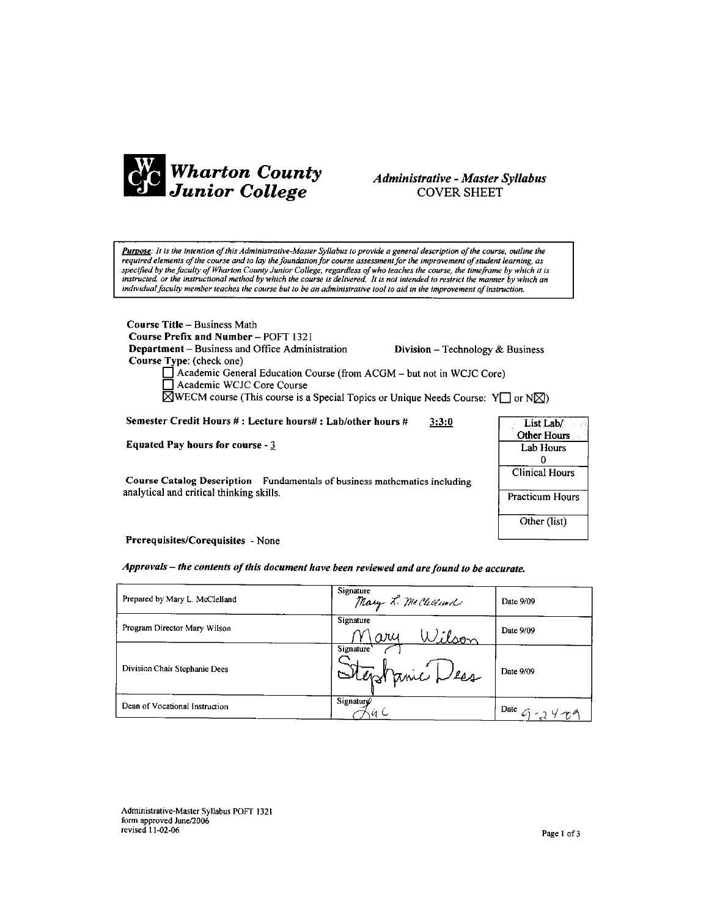# Wharton County Junior College

## *Administrative - Master Syllabus*
COVER SHEET

***Purpose**: It is the intention of this Administrative-Master Syllabus to provide a general description of the course, outline the required elements of the course and to lay the foundation for course assessment for the improvement of student learning, as specified by the faculty of Wharton County Junior College, regardless of who teaches the course, the timeframe by which it is instructed, or the instructional method by which the course is delivered. It is not intended to restrict the manner by which an individual faculty member teaches the course but to be an administrative tool to aid in the improvement of instruction.*

**Course Title** – Business Math

**Course Prefix and Number** – POFT 1321

**Department** – Business and Office Administration **Division** – Technology & Business

**Course Type**: (check one)

- ☐ Academic General Education Course (from ACGM – but not in WCJC Core)
- ☐ Academic WCJC Core Course
- ☒ WECM course (This course is a Special Topics or Unique Needs Course: Y☐ or N☒)

**Semester Credit Hours # : Lecture hours# : Lab/other hours #** 3:3:0

**Equated Pay hours for course** - 3

| List Lab/ Other Hours |
|---|
| Lab Hours 0 |
| Clinical Hours |
| Practicum Hours |
| Other (list) |

**Course Catalog Description** Fundamentals of business mathematics including analytical and critical thinking skills.

**Prerequisites/Corequisites** - None

***Approvals – the contents of this document have been reviewed and are found to be accurate.***

| | | |
|---|---|---|
| Prepared by Mary L. McClelland | Signature Mary L. McClelland | Date 9/09 |
| Program Director Mary Wilson | Signature Mary Wilson | Date 9/09 |
| Division Chair Stephanie Dees | Signature Stephanie Dees | Date 9/09 |
| Dean of Vocational Instruction | Signature LAC | Date 9-24-09 |

Administrative-Master Syllabus POFT 1321
form approved June/2006
revised 11-02-06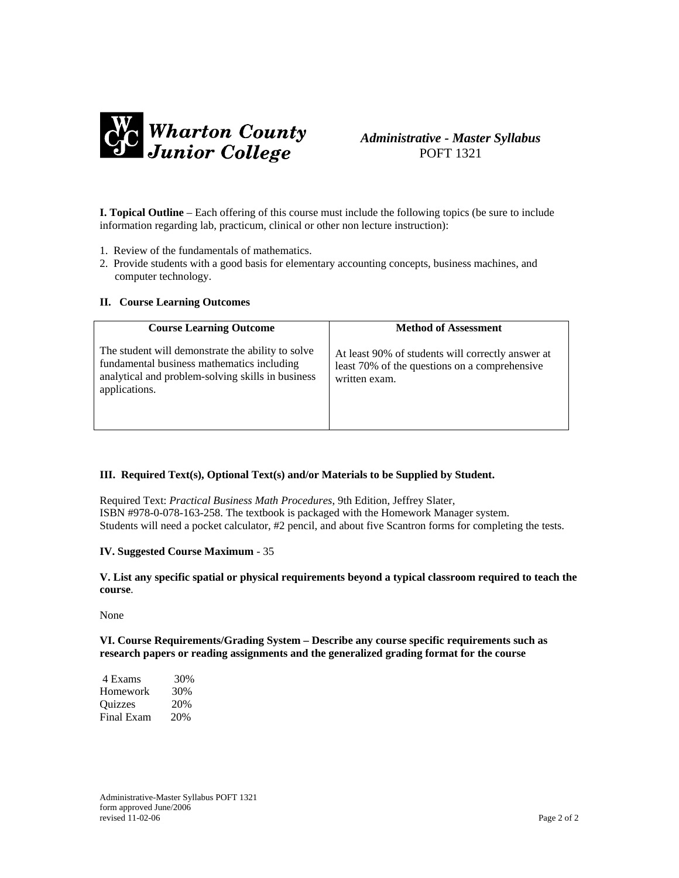**Wharton County Junior College**

***Administrative - Master Syllabus***
POFT 1321

**I. Topical Outline** – Each offering of this course must include the following topics (be sure to include information regarding lab, practicum, clinical or other non lecture instruction):

1. Review of the fundamentals of mathematics.
2. Provide students with a good basis for elementary accounting concepts, business machines, and computer technology.

**II. Course Learning Outcomes**

| Course Learning Outcome | Method of Assessment |
|---|---|
| The student will demonstrate the ability to solve fundamental business mathematics including analytical and problem-solving skills in business applications. | At least 90% of students will correctly answer at least 70% of the questions on a comprehensive written exam. |

**III. Required Text(s), Optional Text(s) and/or Materials to be Supplied by Student.**

Required Text: *Practical Business Math Procedures*, 9th Edition, Jeffrey Slater, ISBN #978-0-078-163-258. The textbook is packaged with the Homework Manager system. Students will need a pocket calculator, #2 pencil, and about five Scantron forms for completing the tests.

**IV. Suggested Course Maximum** - 35

**V. List any specific spatial or physical requirements beyond a typical classroom required to teach the course**.

None

**VI. Course Requirements/Grading System – Describe any course specific requirements such as research papers or reading assignments and the generalized grading format for the course**

| | |
|---|---|
| 4 Exams | 30% |
| Homework | 30% |
| Quizzes | 20% |
| Final Exam | 20% |

Administrative-Master Syllabus POFT 1321
form approved June/2006
revised 11-02-06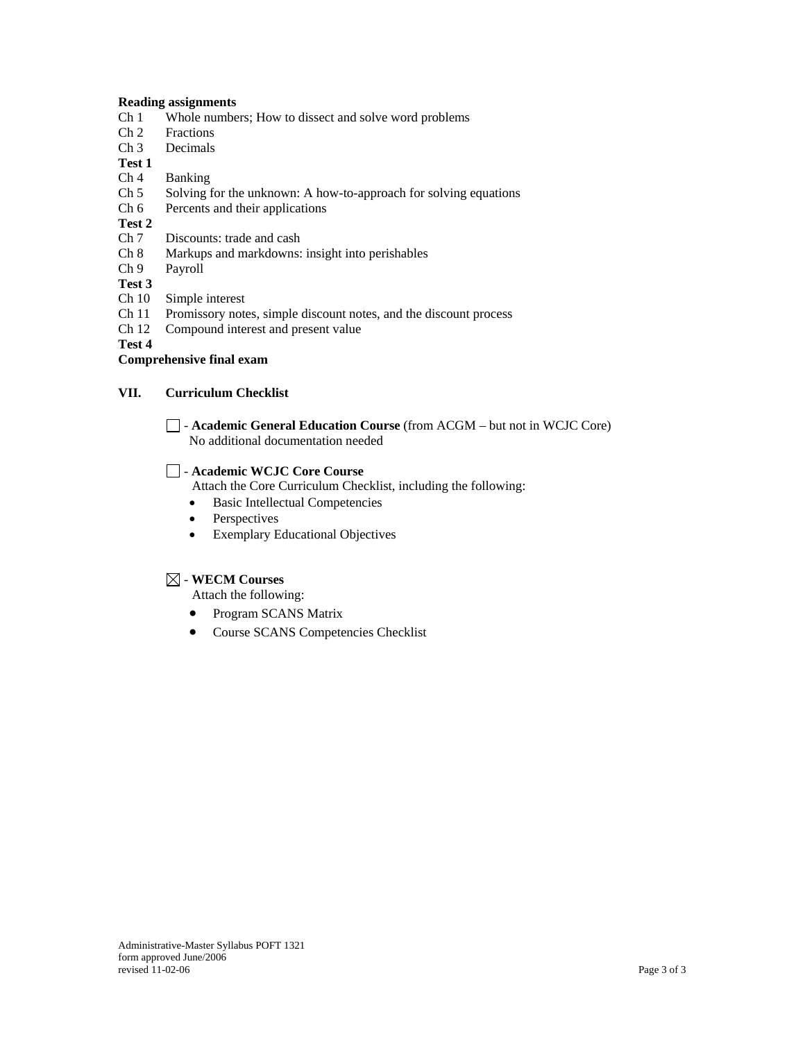**Reading assignments**

Ch 1 Whole numbers; How to dissect and solve word problems
Ch 2 Fractions
Ch 3 Decimals
**Test 1**
Ch 4 Banking
Ch 5 Solving for the unknown: A how-to-approach for solving equations
Ch 6 Percents and their applications
**Test 2**
Ch 7 Discounts: trade and cash
Ch 8 Markups and markdowns: insight into perishables
Ch 9 Payroll
**Test 3**
Ch 10 Simple interest
Ch 11 Promissory notes, simple discount notes, and the discount process
Ch 12 Compound interest and present value
**Test 4**
**Comprehensive final exam**

## VII. Curriculum Checklist

☐ - **Academic General Education Course** (from ACGM – but not in WCJC Core)
No additional documentation needed

☐ - **Academic WCJC Core Course**
Attach the Core Curriculum Checklist, including the following:

- Basic Intellectual Competencies
- Perspectives
- Exemplary Educational Objectives

☒ - **WECM Courses**
Attach the following:

- Program SCANS Matrix
- Course SCANS Competencies Checklist

Administrative-Master Syllabus POFT 1321
form approved June/2006
revised 11-02-06